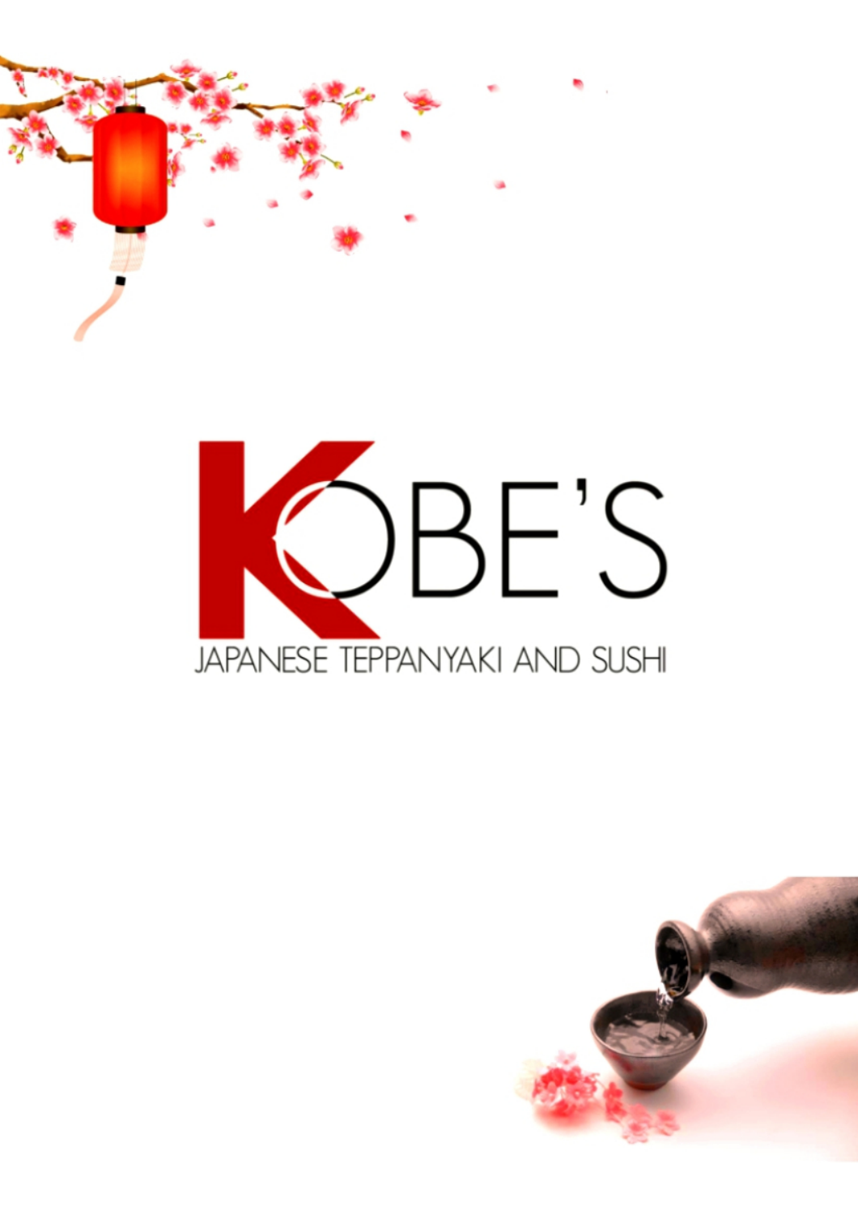# KOBE'S

JAPANESE TEPPANYAKI AND SUSHI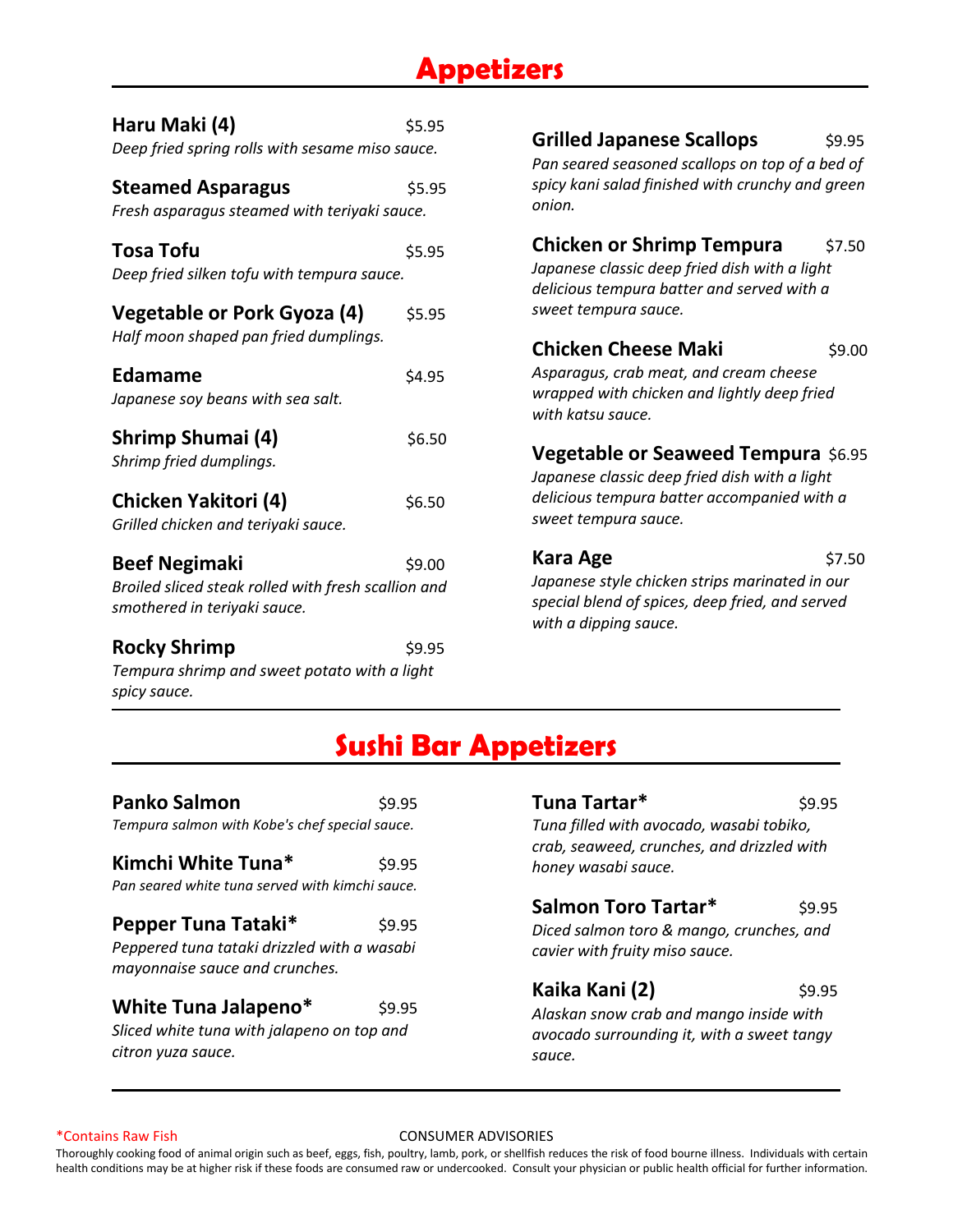# Appetizers

**Haru Maki (4)** $5.95
*Deep fried spring rolls with sesame miso sauce.*

**Steamed Asparagus** $5.95
*Fresh asparagus steamed with teriyaki sauce.*

**Tosa Tofu** $5.95
*Deep fried silken tofu with tempura sauce.*

**Vegetable or Pork Gyoza (4)** $5.95
*Half moon shaped pan fried dumplings.*

**Edamame** $4.95
*Japanese soy beans with sea salt.*

**Shrimp Shumai (4)** $6.50
*Shrimp fried dumplings.*

**Chicken Yakitori (4)** $6.50
*Grilled chicken and teriyaki sauce.*

**Beef Negimaki** $9.00
*Broiled sliced steak rolled with fresh scallion and smothered in teriyaki sauce.*

**Rocky Shrimp** $9.95
*Tempura shrimp and sweet potato with a light spicy sauce.*

**Grilled Japanese Scallops** $9.95
*Pan seared seasoned scallops on top of a bed of spicy kani salad finished with crunchy and green onion.*

**Chicken or Shrimp Tempura** $7.50
*Japanese classic deep fried dish with a light delicious tempura batter and served with a sweet tempura sauce.*

**Chicken Cheese Maki** $9.00
*Asparagus, crab meat, and cream cheese wrapped with chicken and lightly deep fried with katsu sauce.*

**Vegetable or Seaweed Tempura** $6.95
*Japanese classic deep fried dish with a light delicious tempura batter accompanied with a sweet tempura sauce.*

**Kara Age** $7.50
*Japanese style chicken strips marinated in our special blend of spices, deep fried, and served with a dipping sauce.*

# Sushi Bar Appetizers

**Panko Salmon** $9.95
*Tempura salmon with Kobe's chef special sauce.*

**Kimchi White Tuna*** $9.95
*Pan seared white tuna served with kimchi sauce.*

**Pepper Tuna Tataki*** $9.95
*Peppered tuna tataki drizzled with a wasabi mayonnaise sauce and crunches.*

**White Tuna Jalapeno*** $9.95
*Sliced white tuna with jalapeno on top and citron yuza sauce.*

**Tuna Tartar*** $9.95
*Tuna filled with avocado, wasabi tobiko, crab, seaweed, crunches, and drizzled with honey wasabi sauce.*

**Salmon Toro Tartar*** $9.95
*Diced salmon toro & mango, crunches, and cavier with fruity miso sauce.*

**Kaika Kani (2)** $9.95
*Alaskan snow crab and mango inside with avocado surrounding it, with a sweet tangy sauce.*

*Contains Raw Fish

CONSUMER ADVISORIES

Thoroughly cooking food of animal origin such as beef, eggs, fish, poultry, lamb, pork, or shellfish reduces the risk of food bourne illness. Individuals with certain health conditions may be at higher risk if these foods are consumed raw or undercooked. Consult your physician or public health official for further information.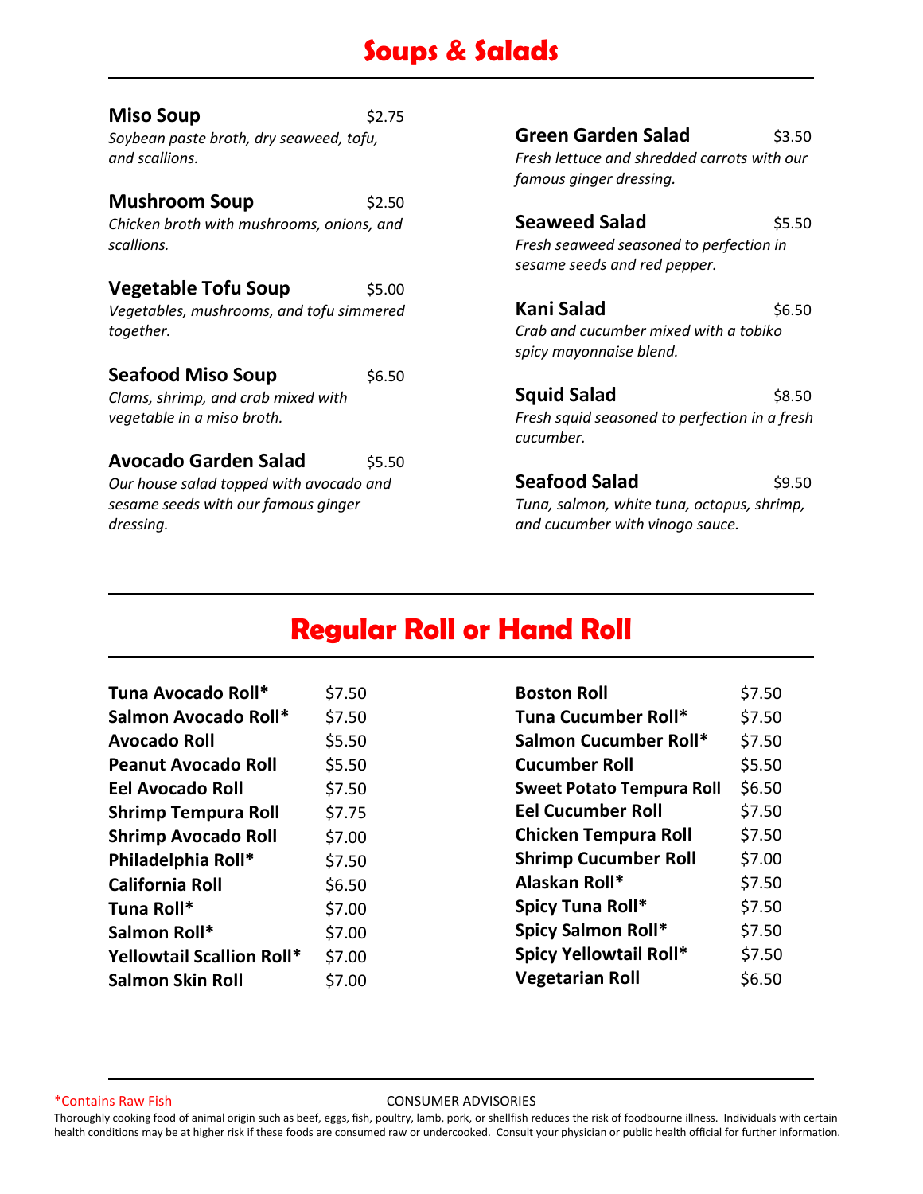# Soups & Salads

**Miso Soup** $2.75
*Soybean paste broth, dry seaweed, tofu, and scallions.*

**Mushroom Soup** $2.50
*Chicken broth with mushrooms, onions, and scallions.*

**Vegetable Tofu Soup** $5.00
*Vegetables, mushrooms, and tofu simmered together.*

**Seafood Miso Soup** $6.50
*Clams, shrimp, and crab mixed with vegetable in a miso broth.*

**Avocado Garden Salad** $5.50
*Our house salad topped with avocado and sesame seeds with our famous ginger dressing.*

**Green Garden Salad** $3.50
*Fresh lettuce and shredded carrots with our famous ginger dressing.*

**Seaweed Salad** $5.50
*Fresh seaweed seasoned to perfection in sesame seeds and red pepper.*

**Kani Salad** $6.50
*Crab and cucumber mixed with a tobiko spicy mayonnaise blend.*

**Squid Salad** $8.50
*Fresh squid seasoned to perfection in a fresh cucumber.*

**Seafood Salad** $9.50
*Tuna, salmon, white tuna, octopus, shrimp, and cucumber with vinogo sauce.*

# Regular Roll or Hand Roll

| Roll | Price |
|---|---|
| **Tuna Avocado Roll*** | $7.50 |
| **Salmon Avocado Roll*** | $7.50 |
| **Avocado Roll** | $5.50 |
| **Peanut Avocado Roll** | $5.50 |
| **Eel Avocado Roll** | $7.50 |
| **Shrimp Tempura Roll** | $7.75 |
| **Shrimp Avocado Roll** | $7.00 |
| **Philadelphia Roll*** | $7.50 |
| **California Roll** | $6.50 |
| **Tuna Roll*** | $7.00 |
| **Salmon Roll*** | $7.00 |
| **Yellowtail Scallion Roll*** | $7.00 |
| **Salmon Skin Roll** | $7.00 |
| **Boston Roll** | $7.50 |
| **Tuna Cucumber Roll*** | $7.50 |
| **Salmon Cucumber Roll*** | $7.50 |
| **Cucumber Roll** | $5.50 |
| **Sweet Potato Tempura Roll** | $6.50 |
| **Eel Cucumber Roll** | $7.50 |
| **Chicken Tempura Roll** | $7.50 |
| **Shrimp Cucumber Roll** | $7.00 |
| **Alaskan Roll*** | $7.50 |
| **Spicy Tuna Roll*** | $7.50 |
| **Spicy Salmon Roll*** | $7.50 |
| **Spicy Yellowtail Roll*** | $7.50 |
| **Vegetarian Roll** | $6.50 |

*Contains Raw Fish

CONSUMER ADVISORIES

Thoroughly cooking food of animal origin such as beef, eggs, fish, poultry, lamb, pork, or shellfish reduces the risk of foodbourne illness. Individuals with certain health conditions may be at higher risk if these foods are consumed raw or undercooked. Consult your physician or public health official for further information.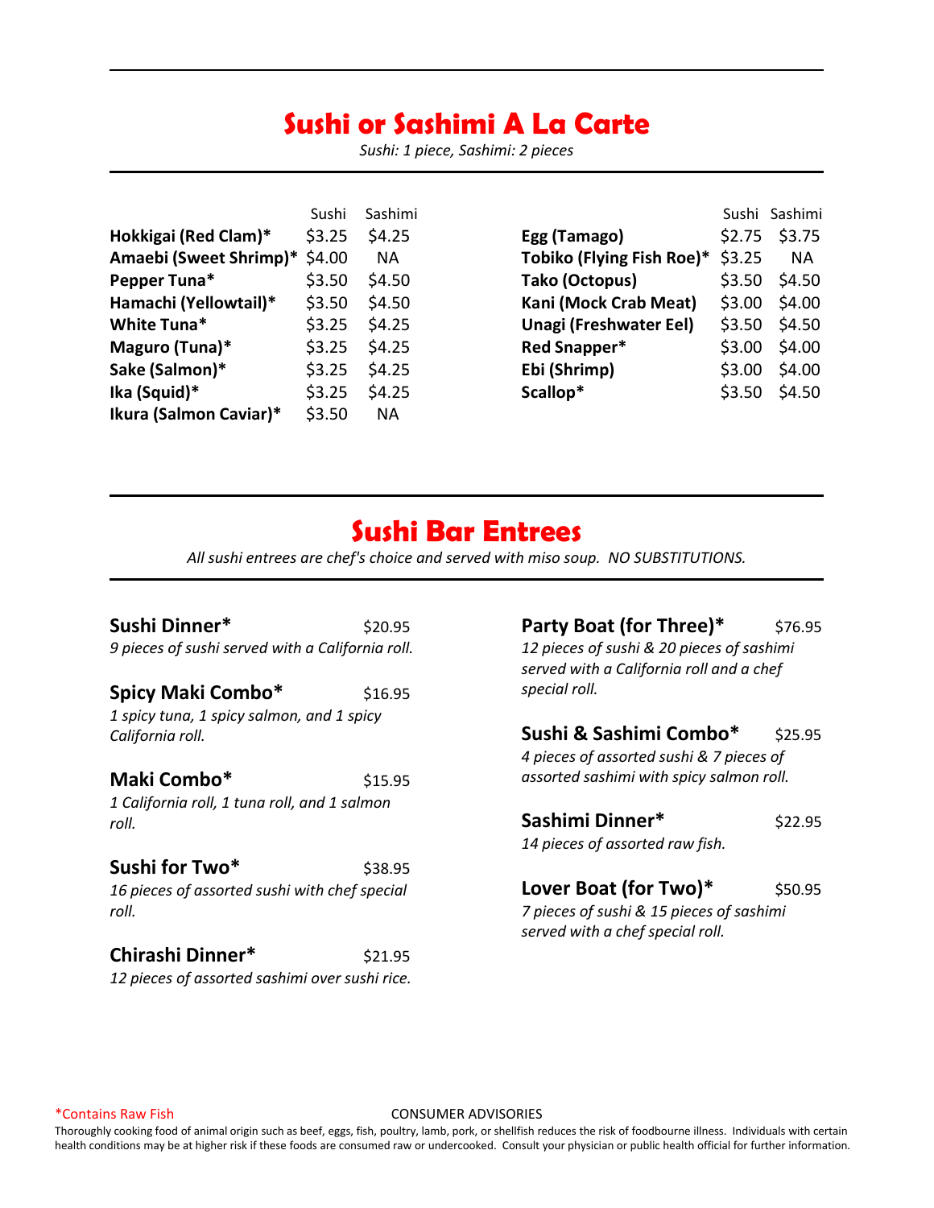## Sushi or Sashimi A La Carte

*Sushi: 1 piece, Sashimi: 2 pieces*

| | Sushi | Sashimi |
|---|---|---|
| **Hokkigai (Red Clam)*** | $3.25 | $4.25 |
| **Amaebi (Sweet Shrimp)*** | $4.00 | NA |
| **Pepper Tuna*** | $3.50 | $4.50 |
| **Hamachi (Yellowtail)*** | $3.50 | $4.50 |
| **White Tuna*** | $3.25 | $4.25 |
| **Maguro (Tuna)*** | $3.25 | $4.25 |
| **Sake (Salmon)*** | $3.25 | $4.25 |
| **Ika (Squid)*** | $3.25 | $4.25 |
| **Ikura (Salmon Caviar)*** | $3.50 | NA |
| **Egg (Tamago)** | $2.75 | $3.75 |
| **Tobiko (Flying Fish Roe)*** | $3.25 | NA |
| **Tako (Octopus)** | $3.50 | $4.50 |
| **Kani (Mock Crab Meat)** | $3.00 | $4.00 |
| **Unagi (Freshwater Eel)** | $3.50 | $4.50 |
| **Red Snapper*** | $3.00 | $4.00 |
| **Ebi (Shrimp)** | $3.00 | $4.00 |
| **Scallop*** | $3.50 | $4.50 |

## Sushi Bar Entrees

*All sushi entrees are chef's choice and served with miso soup. NO SUBSTITUTIONS.*

**Sushi Dinner*** $20.95
*9 pieces of sushi served with a California roll.*

**Spicy Maki Combo*** $16.95
*1 spicy tuna, 1 spicy salmon, and 1 spicy California roll.*

**Maki Combo*** $15.95
*1 California roll, 1 tuna roll, and 1 salmon roll.*

**Sushi for Two*** $38.95
*16 pieces of assorted sushi with chef special roll.*

**Chirashi Dinner*** $21.95
*12 pieces of assorted sashimi over sushi rice.*

**Party Boat (for Three)*** $76.95
*12 pieces of sushi & 20 pieces of sashimi served with a California roll and a chef special roll.*

**Sushi & Sashimi Combo*** $25.95
*4 pieces of assorted sushi & 7 pieces of assorted sashimi with spicy salmon roll.*

**Sashimi Dinner*** $22.95
*14 pieces of assorted raw fish.*

**Lover Boat (for Two)*** $50.95
*7 pieces of sushi & 15 pieces of sashimi served with a chef special roll.*

*Contains Raw Fish

CONSUMER ADVISORIES

Thoroughly cooking food of animal origin such as beef, eggs, fish, poultry, lamb, pork, or shellfish reduces the risk of foodbourne illness. Individuals with certain health conditions may be at higher risk if these foods are consumed raw or undercooked. Consult your physician or public health official for further information.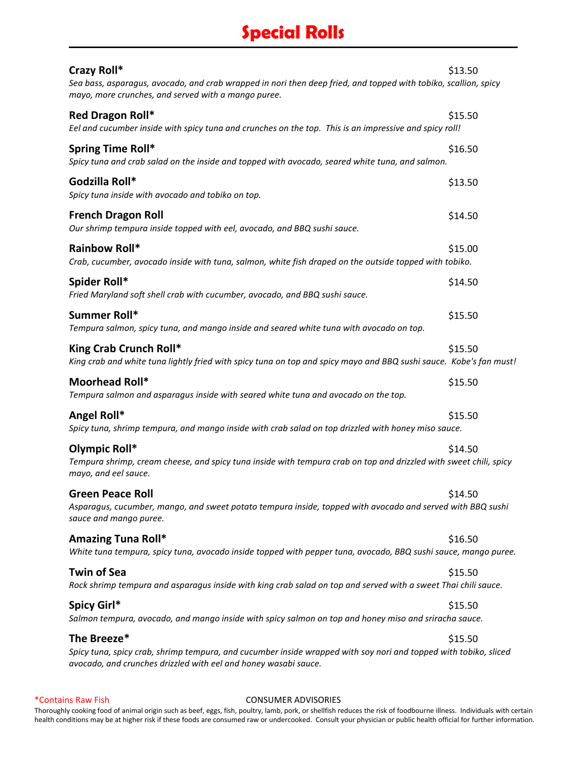# Special Rolls

**Crazy Roll*** $13.50
*Sea bass, asparagus, avocado, and crab wrapped in nori then deep fried, and topped with tobiko, scallion, spicy mayo, more crunches, and served with a mango puree.*

**Red Dragon Roll*** $15.50
*Eel and cucumber inside with spicy tuna and crunches on the top. This is an impressive and spicy roll!*

**Spring Time Roll*** $16.50
*Spicy tuna and crab salad on the inside and topped with avocado, seared white tuna, and salmon.*

**Godzilla Roll*** $13.50
*Spicy tuna inside with avocado and tobiko on top.*

**French Dragon Roll** $14.50
*Our shrimp tempura inside topped with eel, avocado, and BBQ sushi sauce.*

**Rainbow Roll*** $15.00
*Crab, cucumber, avocado inside with tuna, salmon, white fish draped on the outside topped with tobiko.*

**Spider Roll*** $14.50
*Fried Maryland soft shell crab with cucumber, avocado, and BBQ sushi sauce.*

**Summer Roll*** $15.50
*Tempura salmon, spicy tuna, and mango inside and seared white tuna with avocado on top.*

**King Crab Crunch Roll*** $15.50
*King crab and white tuna lightly fried with spicy tuna on top and spicy mayo and BBQ sushi sauce. Kobe's fan must!*

**Moorhead Roll*** $15.50
*Tempura salmon and asparagus inside with seared white tuna and avocado on the top.*

**Angel Roll*** $15.50
*Spicy tuna, shrimp tempura, and mango inside with crab salad on top drizzled with honey miso sauce.*

**Olympic Roll*** $14.50
*Tempura shrimp, cream cheese, and spicy tuna inside with tempura crab on top and drizzled with sweet chili, spicy mayo, and eel sauce.*

**Green Peace Roll** $14.50
*Asparagus, cucumber, mango, and sweet potato tempura inside, topped with avocado and served with BBQ sushi sauce and mango puree.*

**Amazing Tuna Roll*** $16.50
*White tuna tempura, spicy tuna, avocado inside topped with pepper tuna, avocado, BBQ sushi sauce, mango puree.*

**Twin of Sea** $15.50
*Rock shrimp tempura and asparagus inside with king crab salad on top and served with a sweet Thai chili sauce.*

**Spicy Girl*** $15.50
*Salmon tempura, avocado, and mango inside with spicy salmon on top and honey miso and sriracha sauce.*

**The Breeze*** $15.50
*Spicy tuna, spicy crab, shrimp tempura, and cucumber inside wrapped with soy nori and topped with tobiko, sliced avocado, and crunches drizzled with eel and honey wasabi sauce.*

*Contains Raw Fish

CONSUMER ADVISORIES

Thoroughly cooking food of animal origin such as beef, eggs, fish, poultry, lamb, pork, or shellfish reduces the risk of foodbourne illness. Individuals with certain health conditions may be at higher risk if these foods are consumed raw or undercooked. Consult your physician or public health official for further information.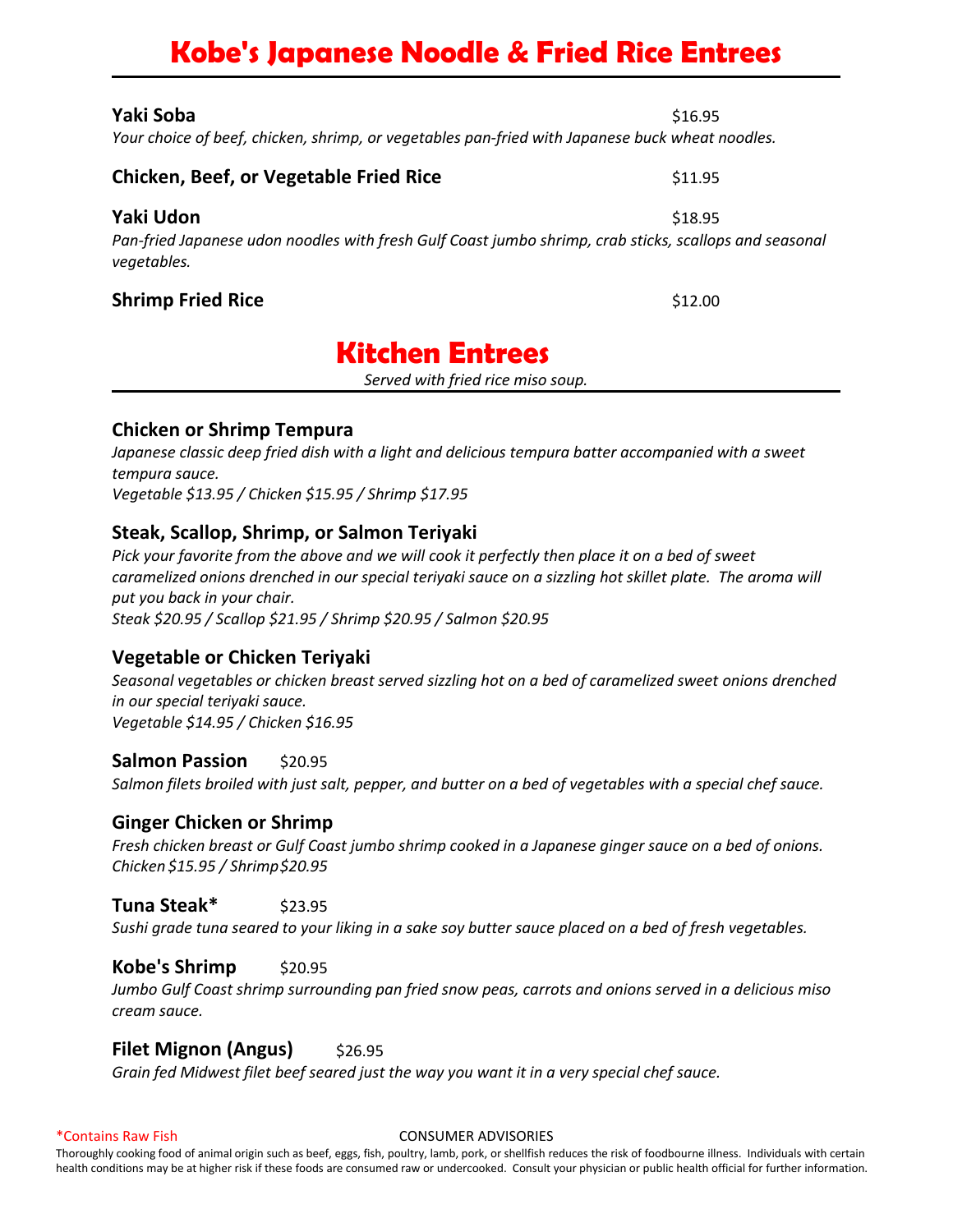# Kobe's Japanese Noodle & Fried Rice Entrees

**Yaki Soba** $16.95

*Your choice of beef, chicken, shrimp, or vegetables pan-fried with Japanese buck wheat noodles.*

**Chicken, Beef, or Vegetable Fried Rice** $11.95

**Yaki Udon** $18.95

*Pan-fried Japanese udon noodles with fresh Gulf Coast jumbo shrimp, crab sticks, scallops and seasonal vegetables.*

**Shrimp Fried Rice** $12.00

# Kitchen Entrees

*Served with fried rice miso soup.*

### Chicken or Shrimp Tempura

*Japanese classic deep fried dish with a light and delicious tempura batter accompanied with a sweet tempura sauce.*

*Vegetable $13.95 / Chicken $15.95 / Shrimp $17.95*

### Steak, Scallop, Shrimp, or Salmon Teriyaki

*Pick your favorite from the above and we will cook it perfectly then place it on a bed of sweet caramelized onions drenched in our special teriyaki sauce on a sizzling hot skillet plate. The aroma will put you back in your chair.*

*Steak $20.95 / Scallop $21.95 / Shrimp $20.95 / Salmon $20.95*

### Vegetable or Chicken Teriyaki

*Seasonal vegetables or chicken breast served sizzling hot on a bed of caramelized sweet onions drenched in our special teriyaki sauce.*

*Vegetable $14.95 / Chicken $16.95*

### Salmon Passion $20.95

*Salmon filets broiled with just salt, pepper, and butter on a bed of vegetables with a special chef sauce.*

### Ginger Chicken or Shrimp

*Fresh chicken breast or Gulf Coast jumbo shrimp cooked in a Japanese ginger sauce on a bed of onions.*

*Chicken $15.95 / Shrimp $20.95*

### Tuna Steak* $23.95

*Sushi grade tuna seared to your liking in a sake soy butter sauce placed on a bed of fresh vegetables.*

### Kobe's Shrimp $20.95

*Jumbo Gulf Coast shrimp surrounding pan fried snow peas, carrots and onions served in a delicious miso cream sauce.*

### Filet Mignon (Angus) $26.95

*Grain fed Midwest filet beef seared just the way you want it in a very special chef sauce.*

*Contains Raw Fish

CONSUMER ADVISORIES

Thoroughly cooking food of animal origin such as beef, eggs, fish, poultry, lamb, pork, or shellfish reduces the risk of foodbourne illness. Individuals with certain health conditions may be at higher risk if these foods are consumed raw or undercooked. Consult your physician or public health official for further information.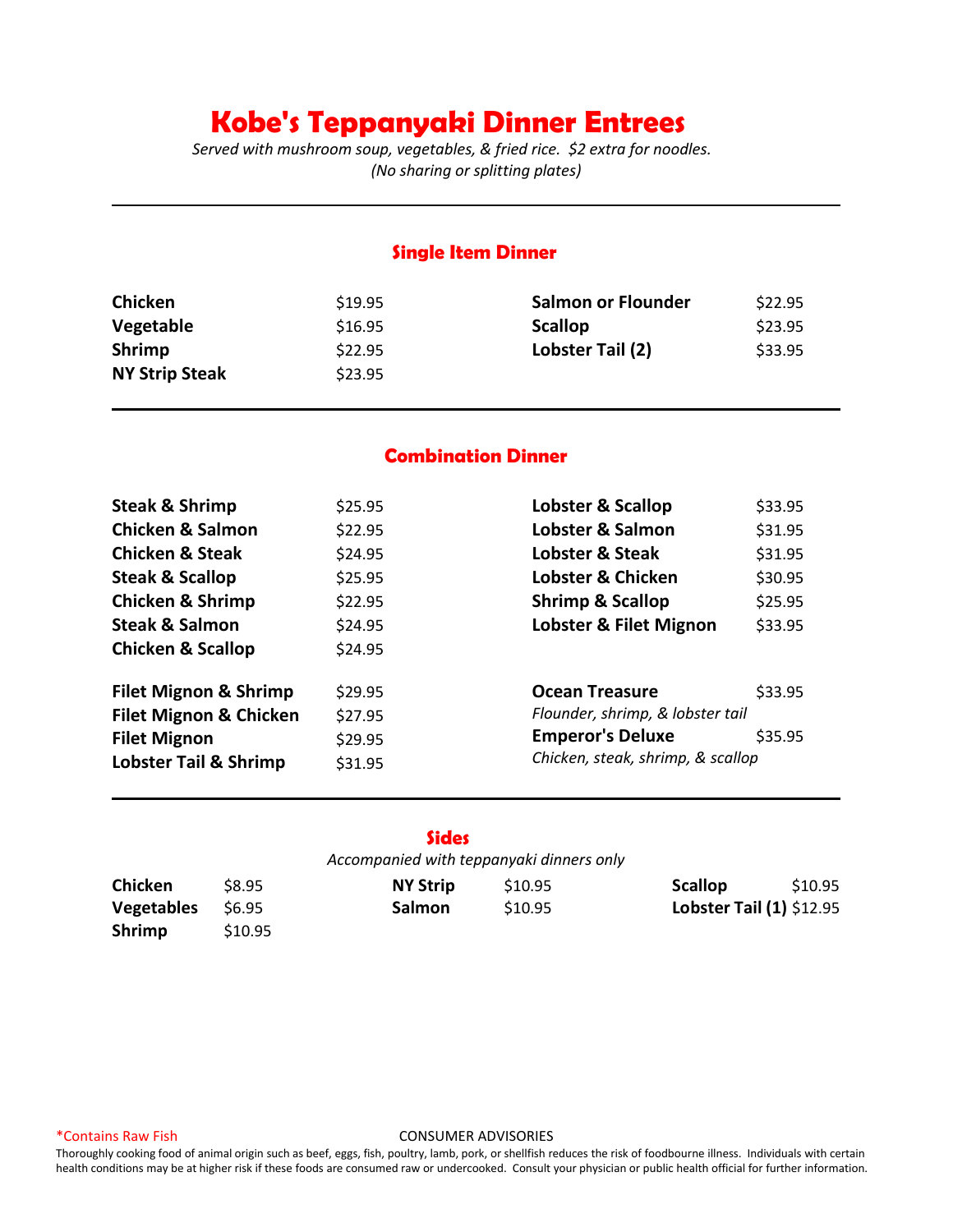# Kobe's Teppanyaki Dinner Entrees

*Served with mushroom soup, vegetables, & fried rice. $2 extra for noodles.*
*(No sharing or splitting plates)*

---

## Single Item Dinner

| Item | Price |
|---|---|
| **Chicken** | $19.95 |
| **Vegetable** | $16.95 |
| **Shrimp** | $22.95 |
| **NY Strip Steak** | $23.95 |
| **Salmon or Flounder** | $22.95 |
| **Scallop** | $23.95 |
| **Lobster Tail (2)** | $33.95 |

---

## Combination Dinner

| Item | Price |
|---|---|
| **Steak & Shrimp** | $25.95 |
| **Chicken & Salmon** | $22.95 |
| **Chicken & Steak** | $24.95 |
| **Steak & Scallop** | $25.95 |
| **Chicken & Shrimp** | $22.95 |
| **Steak & Salmon** | $24.95 |
| **Chicken & Scallop** | $24.95 |
| **Lobster & Scallop** | $33.95 |
| **Lobster & Salmon** | $31.95 |
| **Lobster & Steak** | $31.95 |
| **Lobster & Chicken** | $30.95 |
| **Shrimp & Scallop** | $25.95 |
| **Lobster & Filet Mignon** | $33.95 |
| **Filet Mignon & Shrimp** | $29.95 |
| **Filet Mignon & Chicken** | $27.95 |
| **Filet Mignon** | $29.95 |
| **Lobster Tail & Shrimp** | $31.95 |
| **Ocean Treasure** *Flounder, shrimp, & lobster tail* | $33.95 |
| **Emperor's Deluxe** *Chicken, steak, shrimp, & scallop* | $35.95 |

---

## Sides

*Accompanied with teppanyaki dinners only*

| Item | Price |
|---|---|
| **Chicken** | $8.95 |
| **Vegetables** | $6.95 |
| **Shrimp** | $10.95 |
| **NY Strip** | $10.95 |
| **Salmon** | $10.95 |
| **Scallop** | $10.95 |
| **Lobster Tail (1)** | $12.95 |

*Contains Raw Fish

CONSUMER ADVISORIES

Thoroughly cooking food of animal origin such as beef, eggs, fish, poultry, lamb, pork, or shellfish reduces the risk of foodbourne illness. Individuals with certain health conditions may be at higher risk if these foods are consumed raw or undercooked. Consult your physician or public health official for further information.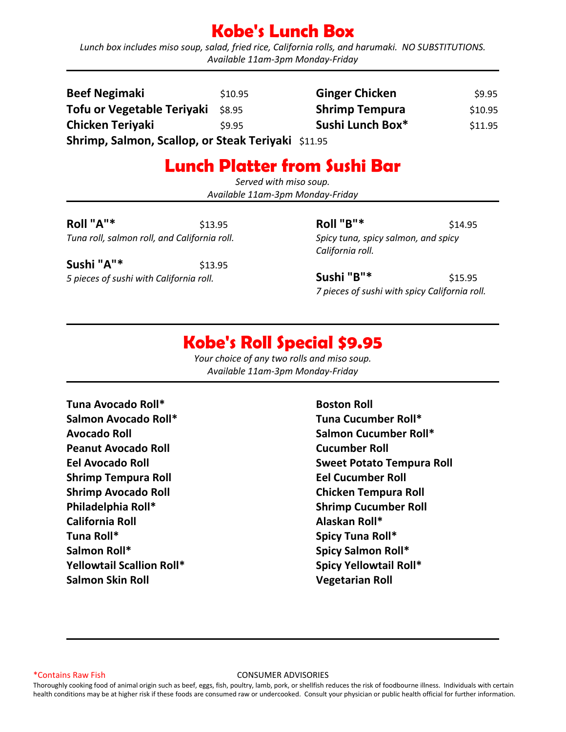# Kobe's Lunch Box

*Lunch box includes miso soup, salad, fried rice, California rolls, and harumaki. NO SUBSTITUTIONS.*
*Available 11am-3pm Monday-Friday*

**Beef Negimaki** $10.95

**Tofu or Vegetable Teriyaki** $8.95

**Chicken Teriyaki** $9.95

**Shrimp, Salmon, Scallop, or Steak Teriyaki** $11.95

**Ginger Chicken** $9.95

**Shrimp Tempura** $10.95

**Sushi Lunch Box*** $11.95

# Lunch Platter from Sushi Bar

*Served with miso soup.*
*Available 11am-3pm Monday-Friday*

**Roll "A"*** $13.95
*Tuna roll, salmon roll, and California roll.*

**Sushi "A"*** $13.95
*5 pieces of sushi with California roll.*

**Roll "B"*** $14.95
*Spicy tuna, spicy salmon, and spicy California roll.*

**Sushi "B"*** $15.95
*7 pieces of sushi with spicy California roll.*

# Kobe's Roll Special $9.95

*Your choice of any two rolls and miso soup.*
*Available 11am-3pm Monday-Friday*

**Tuna Avocado Roll***
**Salmon Avocado Roll***
**Avocado Roll**
**Peanut Avocado Roll**
**Eel Avocado Roll**
**Shrimp Tempura Roll**
**Shrimp Avocado Roll**
**Philadelphia Roll***
**California Roll**
**Tuna Roll***
**Salmon Roll***
**Yellowtail Scallion Roll***
**Salmon Skin Roll**
**Boston Roll**
**Tuna Cucumber Roll***
**Salmon Cucumber Roll***
**Cucumber Roll**
**Sweet Potato Tempura Roll**
**Eel Cucumber Roll**
**Chicken Tempura Roll**
**Shrimp Cucumber Roll**
**Alaskan Roll***
**Spicy Tuna Roll***
**Spicy Salmon Roll***
**Spicy Yellowtail Roll***
**Vegetarian Roll**

*Contains Raw Fish

CONSUMER ADVISORIES

Thoroughly cooking food of animal origin such as beef, eggs, fish, poultry, lamb, pork, or shellfish reduces the risk of foodbourne illness. Individuals with certain health conditions may be at higher risk if these foods are consumed raw or undercooked. Consult your physician or public health official for further information.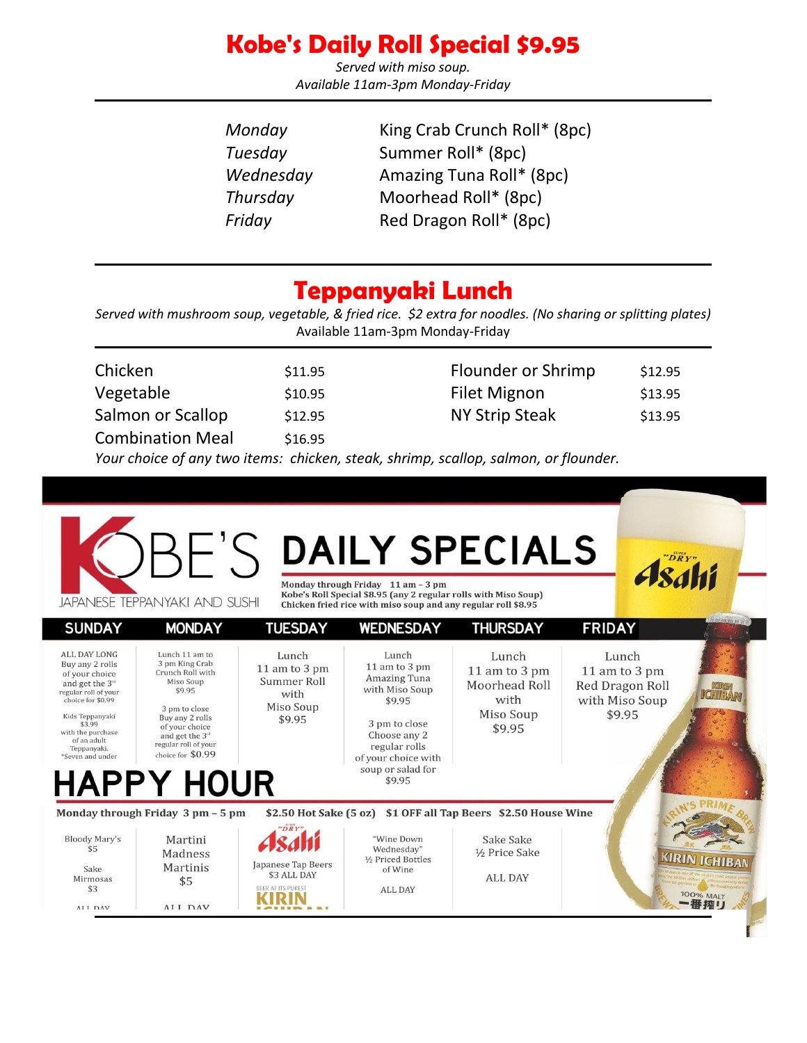# Kobe's Daily Roll Special $9.95

*Served with miso soup.*
*Available 11am-3pm Monday-Friday*

| | |
|---|---|
| *Monday* | King Crab Crunch Roll* (8pc) |
| *Tuesday* | Summer Roll* (8pc) |
| *Wednesday* | Amazing Tuna Roll* (8pc) |
| *Thursday* | Moorhead Roll* (8pc) |
| *Friday* | Red Dragon Roll* (8pc) |

# Teppanyaki Lunch

*Served with mushroom soup, vegetable, & fried rice. $2 extra for noodles. (No sharing or splitting plates)*
Available 11am-3pm Monday-Friday

| | | | |
|---|---|---|---|
| Chicken | $11.95 | Flounder or Shrimp | $12.95 |
| Vegetable | $10.95 | Filet Mignon | $13.95 |
| Salmon or Scallop | $12.95 | NY Strip Steak | $13.95 |
| Combination Meal | $16.95 | | |

*Your choice of any two items: chicken, steak, shrimp, scallop, salmon, or flounder.*

## KOBE'S JAPANESE TEPPANYAKI AND SUSHI — DAILY SPECIALS

**Monday through Friday 11 am – 3 pm**
**Kobe's Roll Special $8.95 (any 2 regular rolls with Miso Soup)**
**Chicken fried rice with miso soup and any regular roll $8.95**

| SUNDAY | MONDAY | TUESDAY | WEDNESDAY | THURSDAY | FRIDAY |
|---|---|---|---|---|---|
| ALL DAY LONG Buy any 2 rolls of your choice and get the 3rd regular roll of your choice for $0.99<br><br>Kids Teppanyaki $3.99 with the purchase of an adult Teppanyaki. *Seven and under | Lunch 11 am to 3 pm King Crab Crunch Roll with Miso Soup $9.95<br><br>3 pm to close Buy any 2 rolls of your choice and get the 3rd regular roll of your choice for $0.99 | Lunch 11 am to 3 pm Summer Roll with Miso Soup $9.95 | Lunch 11 am to 3 pm Amazing Tuna with Miso Soup $9.95<br><br>3 pm to close Choose any 2 regular rolls of your choice with soup or salad for $9.95 | Lunch 11 am to 3 pm Moorhead Roll with Miso Soup $9.95 | Lunch 11 am to 3 pm Red Dragon Roll with Miso Soup $9.95 |

## HAPPY HOUR

**Monday through Friday 3 pm – 5 pm** **$2.50 Hot Sake (5 oz) $1 OFF all Tap Beers $2.50 House Wine**

| | | | | |
|---|---|---|---|---|
| Bloody Mary's $5<br><br>Sake Mimosas $3<br><br>ALL DAY | Martini Madness Martinis $5<br><br>ALL DAY | Japanese Tap Beers $3 ALL DAY | "Wine Down Wednesday" ½ Priced Bottles of Wine<br><br>ALL DAY | Sake Sake ½ Price Sake<br><br>ALL DAY |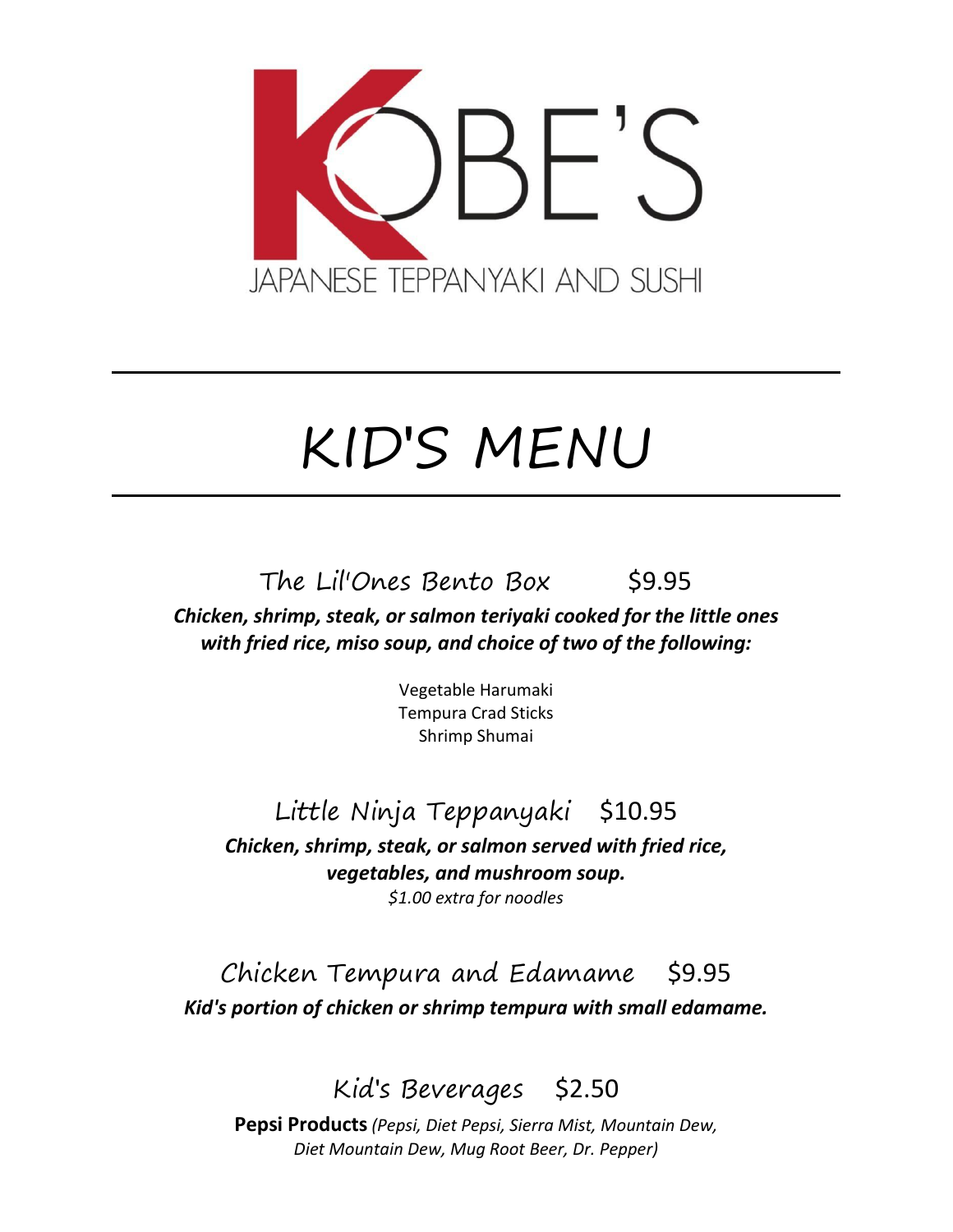KOBE'S

JAPANESE TEPPANYAKI AND SUSHI

# KID'S MENU

## The Lil'Ones Bento Box $9.95

***Chicken, shrimp, steak, or salmon teriyaki cooked for the little ones with fried rice, miso soup, and choice of two of the following:***

Vegetable Harumaki
Tempura Crad Sticks
Shrimp Shumai

## Little Ninja Teppanyaki $10.95

***Chicken, shrimp, steak, or salmon served with fried rice, vegetables, and mushroom soup.***

*$1.00 extra for noodles*

## Chicken Tempura and Edamame $9.95

***Kid's portion of chicken or shrimp tempura with small edamame.***

## Kid's Beverages $2.50

**Pepsi Products** *(Pepsi, Diet Pepsi, Sierra Mist, Mountain Dew, Diet Mountain Dew, Mug Root Beer, Dr. Pepper)*